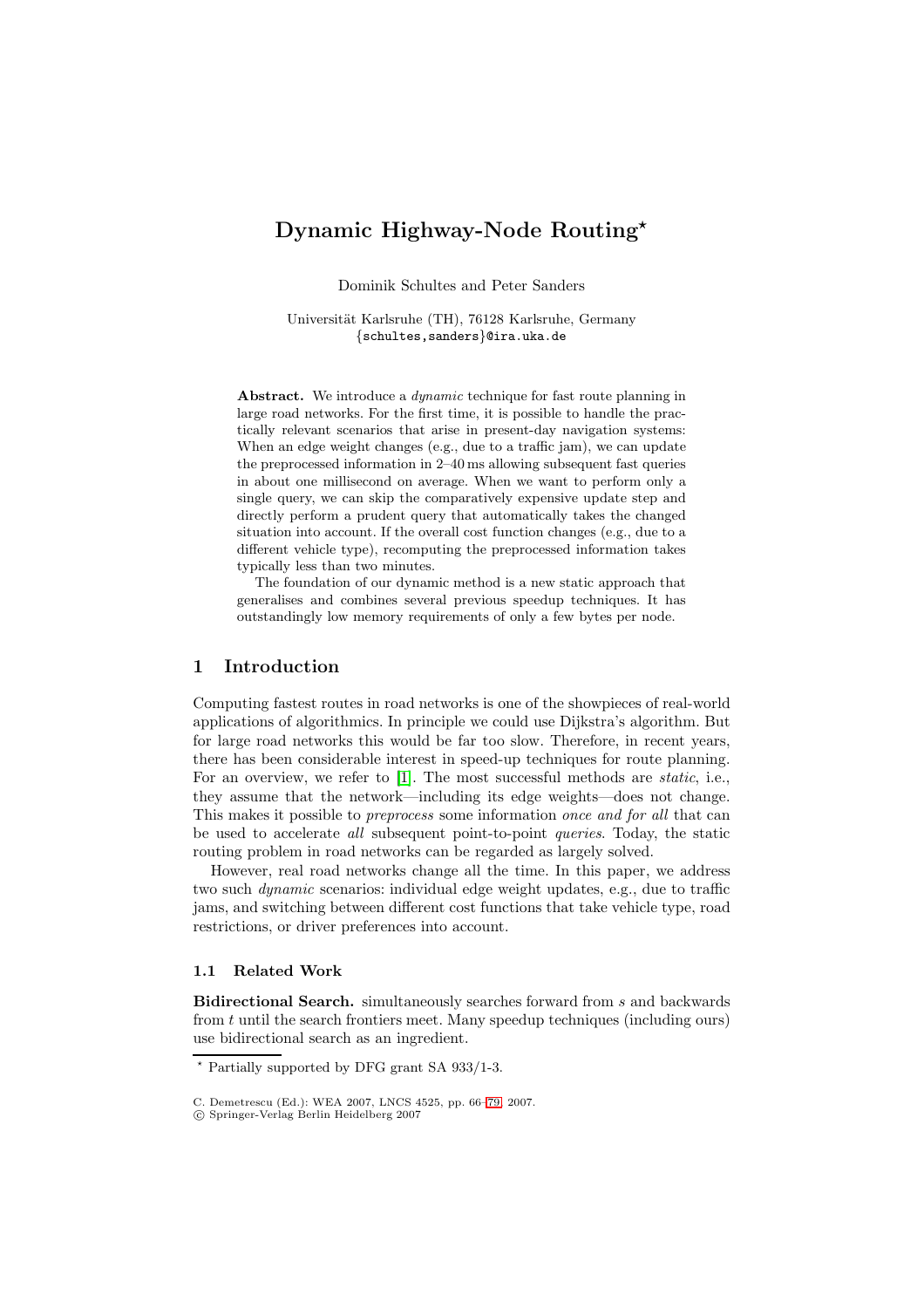# Dynamic Highway-Node Routing*

Dominik Schultes and Peter Sanders

Universität Karlsruhe (TH), 76128 Karlsruhe, Germany
{schultes,sanders}@ira.uka.de

**Abstract.** We introduce a *dynamic* technique for fast route planning in large road networks. For the first time, it is possible to handle the practically relevant scenarios that arise in present-day navigation systems: When an edge weight changes (e.g., due to a traffic jam), we can update the preprocessed information in 2–40 ms allowing subsequent fast queries in about one millisecond on average. When we want to perform only a single query, we can skip the comparatively expensive update step and directly perform a prudent query that automatically takes the changed situation into account. If the overall cost function changes (e.g., due to a different vehicle type), recomputing the preprocessed information takes typically less than two minutes.

The foundation of our dynamic method is a new static approach that generalises and combines several previous speedup techniques. It has outstandingly low memory requirements of only a few bytes per node.

## 1 Introduction

Computing fastest routes in road networks is one of the showpieces of real-world applications of algorithmics. In principle we could use Dijkstra's algorithm. But for large road networks this would be far too slow. Therefore, in recent years, there has been considerable interest in speed-up techniques for route planning. For an overview, we refer to [1]. The most successful methods are *static*, i.e., they assume that the network—including its edge weights—does not change. This makes it possible to *preprocess* some information *once and for all* that can be used to accelerate *all* subsequent point-to-point *queries*. Today, the static routing problem in road networks can be regarded as largely solved.

However, real road networks change all the time. In this paper, we address two such *dynamic* scenarios: individual edge weight updates, e.g., due to traffic jams, and switching between different cost functions that take vehicle type, road restrictions, or driver preferences into account.

### 1.1 Related Work

**Bidirectional Search.** simultaneously searches forward from $s$ and backwards from $t$ until the search frontiers meet. Many speedup techniques (including ours) use bidirectional search as an ingredient.

* Partially supported by DFG grant SA 933/1-3.

C. Demetrescu (Ed.): WEA 2007, LNCS 4525, pp. 66–79, 2007.
© Springer-Verlag Berlin Heidelberg 2007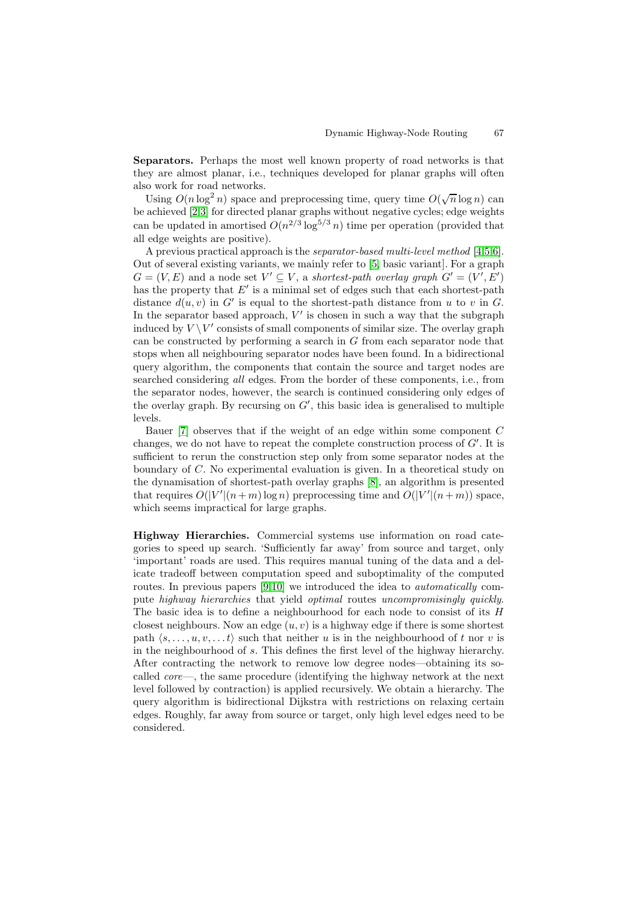**Separators.** Perhaps the most well known property of road networks is that they are almost planar, i.e., techniques developed for planar graphs will often also work for road networks.

Using $O(n \log^2 n)$ space and preprocessing time, query time $O(\sqrt{n} \log n)$ can be achieved [2,3] for directed planar graphs without negative cycles; edge weights can be updated in amortised $O(n^{2/3} \log^{5/3} n)$ time per operation (provided that all edge weights are positive).

A previous practical approach is the *separator-based multi-level method* [4,5,6]. Out of several existing variants, we mainly refer to [5, basic variant]. For a graph $G = (V, E)$ and a node set $V' \subseteq V$, a *shortest-path overlay graph* $G' = (V', E')$ has the property that $E'$ is a minimal set of edges such that each shortest-path distance $d(u, v)$ in $G'$ is equal to the shortest-path distance from $u$ to $v$ in $G$. In the separator based approach, $V'$ is chosen in such a way that the subgraph induced by $V \setminus V'$ consists of small components of similar size. The overlay graph can be constructed by performing a search in $G$ from each separator node that stops when all neighbouring separator nodes have been found. In a bidirectional query algorithm, the components that contain the source and target nodes are searched considering *all* edges. From the border of these components, i.e., from the separator nodes, however, the search is continued considering only edges of the overlay graph. By recursing on $G'$, this basic idea is generalised to multiple levels.

Bauer [7] observes that if the weight of an edge within some component $C$ changes, we do not have to repeat the complete construction process of $G'$. It is sufficient to rerun the construction step only from some separator nodes at the boundary of $C$. No experimental evaluation is given. In a theoretical study on the dynamisation of shortest-path overlay graphs [8], an algorithm is presented that requires $O(|V'|(n + m) \log n)$ preprocessing time and $O(|V'|(n + m))$ space, which seems impractical for large graphs.

**Highway Hierarchies.** Commercial systems use information on road categories to speed up search. 'Sufficiently far away' from source and target, only 'important' roads are used. This requires manual tuning of the data and a delicate tradeoff between computation speed and suboptimality of the computed routes. In previous papers [9,10] we introduced the idea to *automatically* compute *highway hierarchies* that yield *optimal* routes *uncompromisingly quickly*. The basic idea is to define a neighbourhood for each node to consist of its $H$ closest neighbours. Now an edge $(u, v)$ is a highway edge if there is some shortest path $\langle s, \dots, u, v, \dots t \rangle$ such that neither $u$ is in the neighbourhood of $t$ nor $v$ is in the neighbourhood of $s$. This defines the first level of the highway hierarchy. After contracting the network to remove low degree nodes—obtaining its so-called *core*—, the same procedure (identifying the highway network at the next level followed by contraction) is applied recursively. We obtain a hierarchy. The query algorithm is bidirectional Dijkstra with restrictions on relaxing certain edges. Roughly, far away from source or target, only high level edges need to be considered.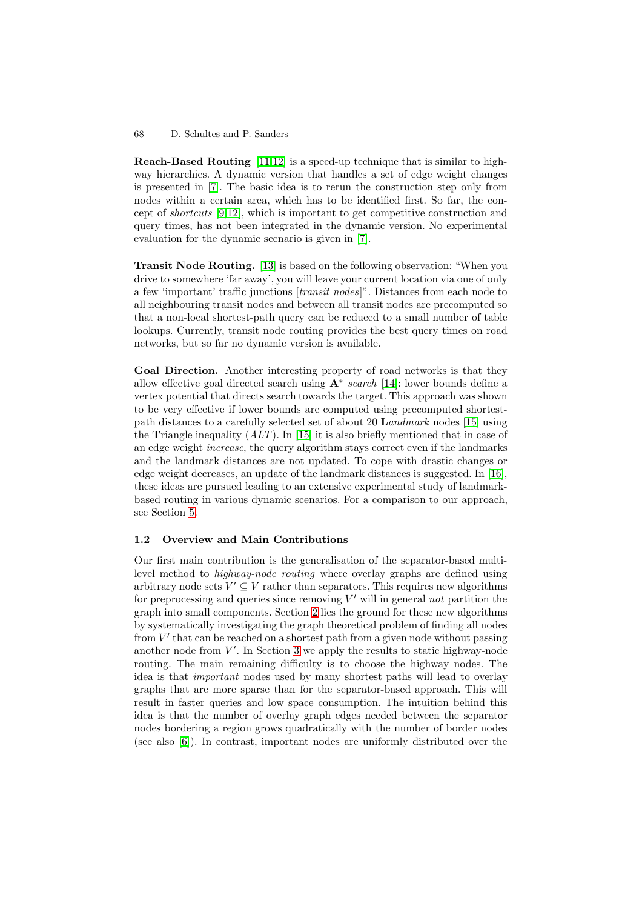**Reach-Based Routing** [11,12] is a speed-up technique that is similar to highway hierarchies. A dynamic version that handles a set of edge weight changes is presented in [7]. The basic idea is to rerun the construction step only from nodes within a certain area, which has to be identified first. So far, the concept of *shortcuts* [9,12], which is important to get competitive construction and query times, has not been integrated in the dynamic version. No experimental evaluation for the dynamic scenario is given in [7].

**Transit Node Routing.** [13] is based on the following observation: "When you drive to somewhere 'far away', you will leave your current location via one of only a few 'important' traffic junctions [*transit nodes*]". Distances from each node to all neighbouring transit nodes and between all transit nodes are precomputed so that a non-local shortest-path query can be reduced to a small number of table lookups. Currently, transit node routing provides the best query times on road networks, but so far no dynamic version is available.

**Goal Direction.** Another interesting property of road networks is that they allow effective goal directed search using $\mathbf{A}^*$ *search* [14]: lower bounds define a vertex potential that directs search towards the target. This approach was shown to be very effective if lower bounds are computed using precomputed shortest-path distances to a carefully selected set of about 20 **L***andmark* nodes [15] using the **T**riangle inequality (*ALT*). In [15] it is also briefly mentioned that in case of an edge weight *increase*, the query algorithm stays correct even if the landmarks and the landmark distances are not updated. To cope with drastic changes or edge weight decreases, an update of the landmark distances is suggested. In [16], these ideas are pursued leading to an extensive experimental study of landmark-based routing in various dynamic scenarios. For a comparison to our approach, see Section 5.

### 1.2 Overview and Main Contributions

Our first main contribution is the generalisation of the separator-based multi-level method to *highway-node routing* where overlay graphs are defined using arbitrary node sets $V' \subseteq V$ rather than separators. This requires new algorithms for preprocessing and queries since removing $V'$ will in general *not* partition the graph into small components. Section 2 lies the ground for these new algorithms by systematically investigating the graph theoretical problem of finding all nodes from $V'$ that can be reached on a shortest path from a given node without passing another node from $V'$. In Section 3 we apply the results to static highway-node routing. The main remaining difficulty is to choose the highway nodes. The idea is that *important* nodes used by many shortest paths will lead to overlay graphs that are more sparse than for the separator-based approach. This will result in faster queries and low space consumption. The intuition behind this idea is that the number of overlay graph edges needed between the separator nodes bordering a region grows quadratically with the number of border nodes (see also [6]). In contrast, important nodes are uniformly distributed over the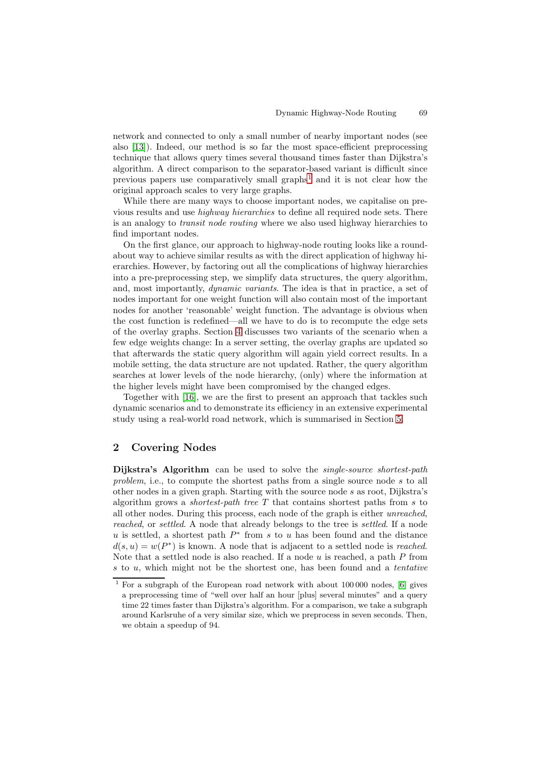network and connected to only a small number of nearby important nodes (see also [13]). Indeed, our method is so far the most space-efficient preprocessing technique that allows query times several thousand times faster than Dijkstra's algorithm. A direct comparison to the separator-based variant is difficult since previous papers use comparatively small graphs[1] and it is not clear how the original approach scales to very large graphs.

While there are many ways to choose important nodes, we capitalise on previous results and use *highway hierarchies* to define all required node sets. There is an analogy to *transit node routing* where we also used highway hierarchies to find important nodes.

On the first glance, our approach to highway-node routing looks like a roundabout way to achieve similar results as with the direct application of highway hierarchies. However, by factoring out all the complications of highway hierarchies into a pre-preprocessing step, we simplify data structures, the query algorithm, and, most importantly, *dynamic variants*. The idea is that in practice, a set of nodes important for one weight function will also contain most of the important nodes for another 'reasonable' weight function. The advantage is obvious when the cost function is redefined—all we have to do is to recompute the edge sets of the overlay graphs. Section 4 discusses two variants of the scenario when a few edge weights change: In a server setting, the overlay graphs are updated so that afterwards the static query algorithm will again yield correct results. In a mobile setting, the data structure are not updated. Rather, the query algorithm searches at lower levels of the node hierarchy, (only) where the information at the higher levels might have been compromised by the changed edges.

Together with [16], we are the first to present an approach that tackles such dynamic scenarios and to demonstrate its efficiency in an extensive experimental study using a real-world road network, which is summarised in Section 5.

## 2 Covering Nodes

**Dijkstra's Algorithm** can be used to solve the *single-source shortest-path problem*, i.e., to compute the shortest paths from a single source node $s$ to all other nodes in a given graph. Starting with the source node $s$ as root, Dijkstra's algorithm grows a *shortest-path tree* $T$ that contains shortest paths from $s$ to all other nodes. During this process, each node of the graph is either *unreached*, *reached*, or *settled*. A node that already belongs to the tree is *settled*. If a node $u$ is settled, a shortest path $P^*$ from $s$ to $u$ has been found and the distance $d(s,u) = w(P^*)$ is known. A node that is adjacent to a settled node is *reached*. Note that a settled node is also reached. If a node $u$ is reached, a path $P$ from $s$ to $u$, which might not be the shortest one, has been found and a *tentative*

[1] For a subgraph of the European road network with about 100 000 nodes, [6] gives a preprocessing time of "well over half an hour [plus] several minutes" and a query time 22 times faster than Dijkstra's algorithm. For a comparison, we take a subgraph around Karlsruhe of a very similar size, which we preprocess in seven seconds. Then, we obtain a speedup of 94.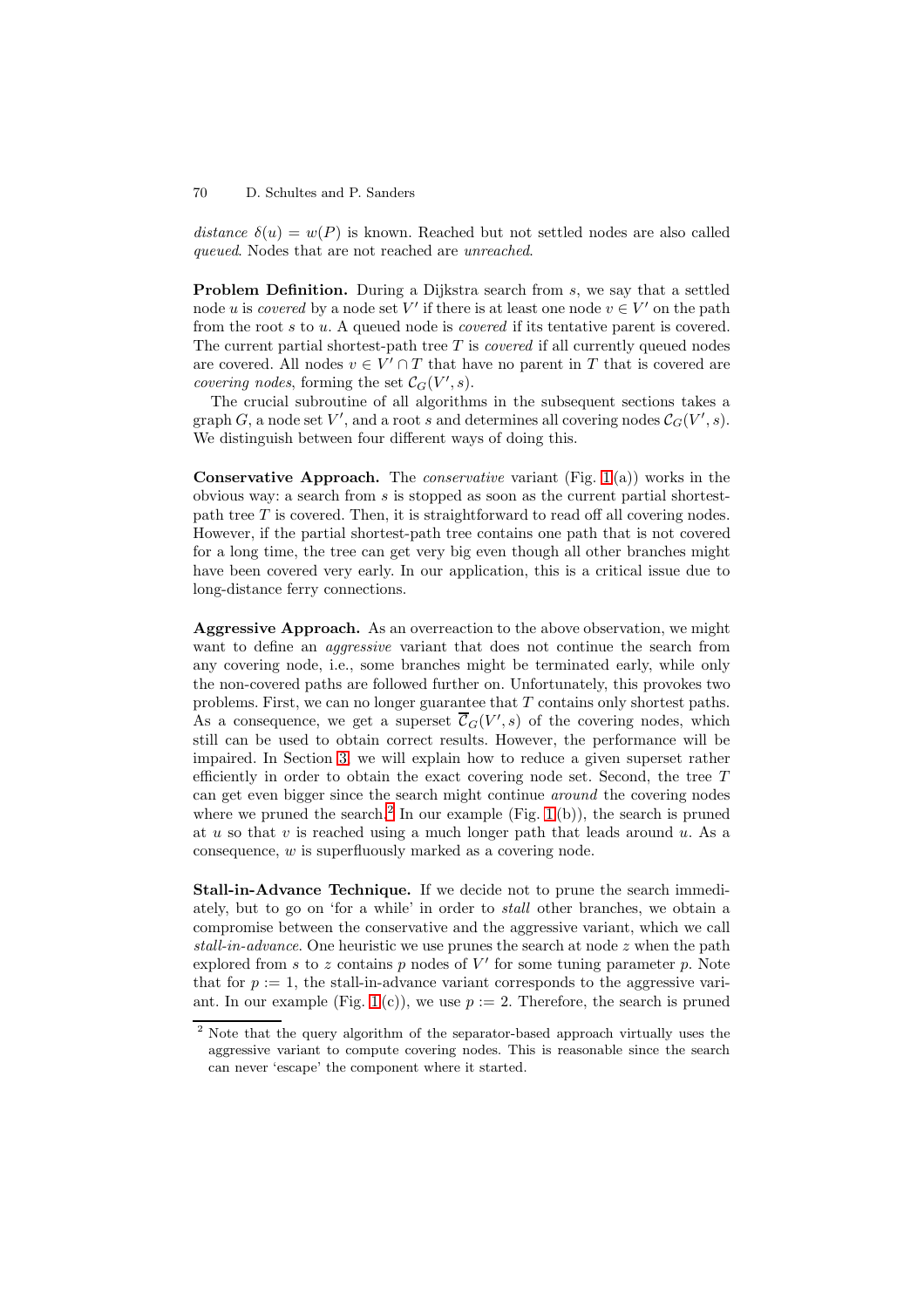*distance* $\delta(u) = w(P)$ is known. Reached but not settled nodes are also called *queued*. Nodes that are not reached are *unreached*.

**Problem Definition.** During a Dijkstra search from $s$, we say that a settled node $u$ is *covered* by a node set $V'$ if there is at least one node $v \in V'$ on the path from the root $s$ to $u$. A queued node is *covered* if its tentative parent is covered. The current partial shortest-path tree $T$ is *covered* if all currently queued nodes are covered. All nodes $v \in V' \cap T$ that have no parent in $T$ that is covered are *covering nodes*, forming the set $\mathcal{C}_G(V', s)$.

The crucial subroutine of all algorithms in the subsequent sections takes a graph $G$, a node set $V'$, and a root $s$ and determines all covering nodes $\mathcal{C}_G(V', s)$. We distinguish between four different ways of doing this.

**Conservative Approach.** The *conservative* variant (Fig. 1(a)) works in the obvious way: a search from $s$ is stopped as soon as the current partial shortest-path tree $T$ is covered. Then, it is straightforward to read off all covering nodes. However, if the partial shortest-path tree contains one path that is not covered for a long time, the tree can get very big even though all other branches might have been covered very early. In our application, this is a critical issue due to long-distance ferry connections.

**Aggressive Approach.** As an overreaction to the above observation, we might want to define an *aggressive* variant that does not continue the search from any covering node, i.e., some branches might be terminated early, while only the non-covered paths are followed further on. Unfortunately, this provokes two problems. First, we can no longer guarantee that $T$ contains only shortest paths. As a consequence, we get a superset $\overline{\mathcal{C}}_G(V', s)$ of the covering nodes, which still can be used to obtain correct results. However, the performance will be impaired. In Section 3, we will explain how to reduce a given superset rather efficiently in order to obtain the exact covering node set. Second, the tree $T$ can get even bigger since the search might continue *around* the covering nodes where we pruned the search.[2] In our example (Fig. 1(b)), the search is pruned at $u$ so that $v$ is reached using a much longer path that leads around $u$. As a consequence, $w$ is superfluously marked as a covering node.

**Stall-in-Advance Technique.** If we decide not to prune the search immediately, but to go on 'for a while' in order to *stall* other branches, we obtain a compromise between the conservative and the aggressive variant, which we call *stall-in-advance*. One heuristic we use prunes the search at node $z$ when the path explored from $s$ to $z$ contains $p$ nodes of $V'$ for some tuning parameter $p$. Note that for $p := 1$, the stall-in-advance variant corresponds to the aggressive variant. In our example (Fig. 1(c)), we use $p := 2$. Therefore, the search is pruned

[2] Note that the query algorithm of the separator-based approach virtually uses the aggressive variant to compute covering nodes. This is reasonable since the search can never 'escape' the component where it started.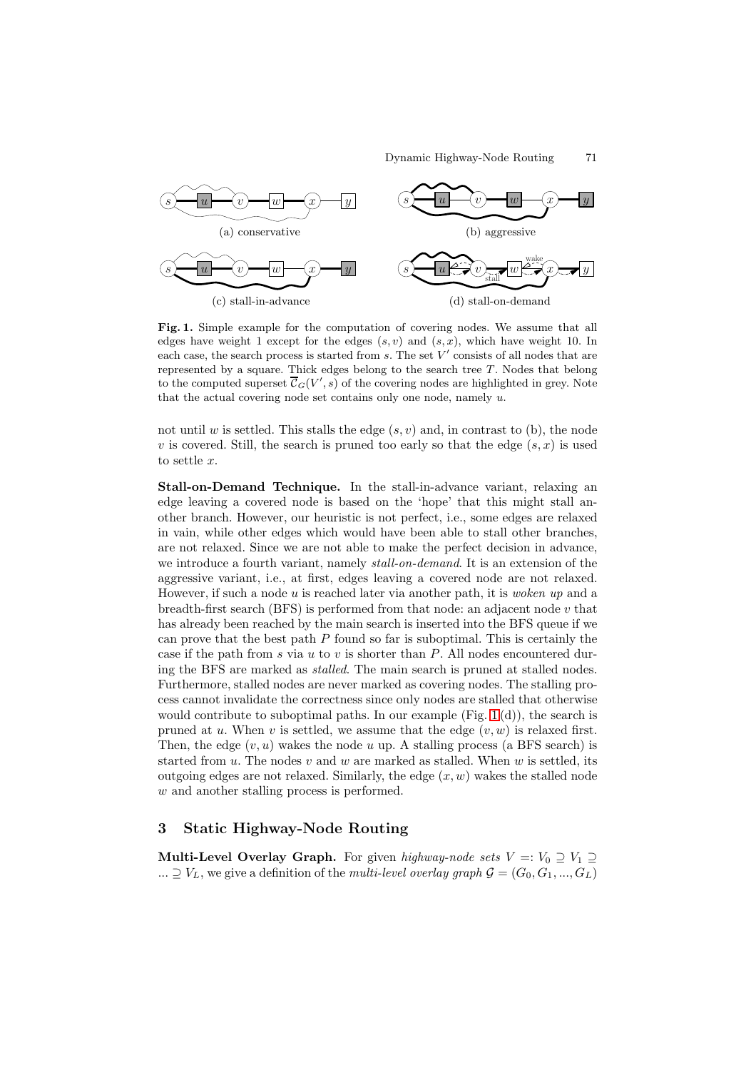(a) conservative

(b) aggressive

(c) stall-in-advance

(d) stall-on-demand

**Fig. 1.** Simple example for the computation of covering nodes. We assume that all edges have weight 1 except for the edges $(s, v)$ and $(s, x)$, which have weight 10. In each case, the search process is started from $s$. The set $V'$ consists of all nodes that are represented by a square. Thick edges belong to the search tree $T$. Nodes that belong to the computed superset $\overline{\mathcal{C}}_G(V', s)$ of the covering nodes are highlighted in grey. Note that the actual covering node set contains only one node, namely $u$.

not until $w$ is settled. This stalls the edge $(s, v)$ and, in contrast to (b), the node $v$ is covered. Still, the search is pruned too early so that the edge $(s, x)$ is used to settle $x$.

**Stall-on-Demand Technique.** In the stall-in-advance variant, relaxing an edge leaving a covered node is based on the 'hope' that this might stall another branch. However, our heuristic is not perfect, i.e., some edges are relaxed in vain, while other edges which would have been able to stall other branches, are not relaxed. Since we are not able to make the perfect decision in advance, we introduce a fourth variant, namely *stall-on-demand*. It is an extension of the aggressive variant, i.e., at first, edges leaving a covered node are not relaxed. However, if such a node $u$ is reached later via another path, it is *woken up* and a breadth-first search (BFS) is performed from that node: an adjacent node $v$ that has already been reached by the main search is inserted into the BFS queue if we can prove that the best path $P$ found so far is suboptimal. This is certainly the case if the path from $s$ via $u$ to $v$ is shorter than $P$. All nodes encountered during the BFS are marked as *stalled*. The main search is pruned at stalled nodes. Furthermore, stalled nodes are never marked as covering nodes. The stalling process cannot invalidate the correctness since only nodes are stalled that otherwise would contribute to suboptimal paths. In our example (Fig. 1(d)), the search is pruned at $u$. When $v$ is settled, we assume that the edge $(v, w)$ is relaxed first. Then, the edge $(v, u)$ wakes the node $u$ up. A stalling process (a BFS search) is started from $u$. The nodes $v$ and $w$ are marked as stalled. When $w$ is settled, its outgoing edges are not relaxed. Similarly, the edge $(x, w)$ wakes the stalled node $w$ and another stalling process is performed.

## 3 Static Highway-Node Routing

**Multi-Level Overlay Graph.** For given *highway-node sets* $V =: V_0 \supseteq V_1 \supseteq \ldots \supseteq V_L$, we give a definition of the *multi-level overlay graph* $\mathcal{G} = (G_0, G_1, ..., G_L)$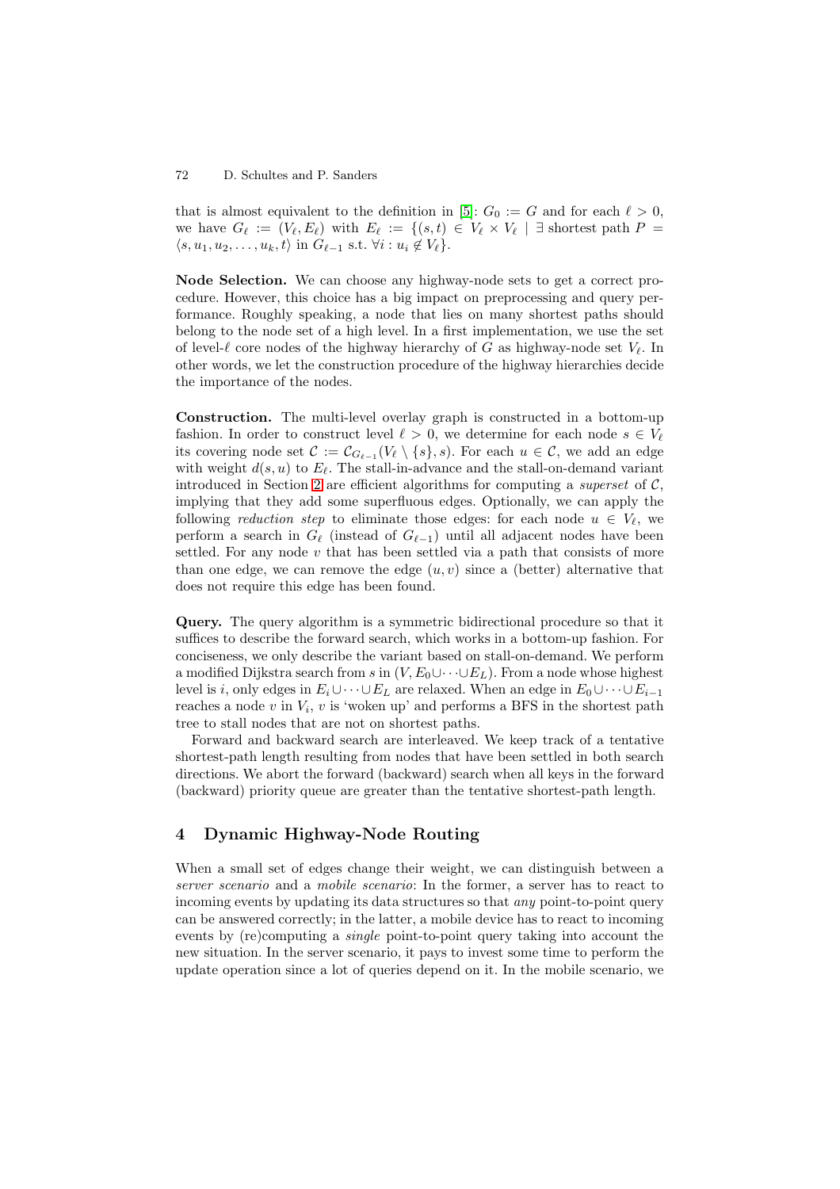that is almost equivalent to the definition in [5]: $G_0 := G$ and for each $\ell > 0$, we have $G_\ell := (V_\ell, E_\ell)$ with $E_\ell := \{(s,t) \in V_\ell \times V_\ell \mid \exists$ shortest path $P = \langle s, u_1, u_2, \ldots, u_k, t\rangle$ in $G_{\ell-1}$ s.t. $\forall i : u_i \notin V_\ell\}$.

**Node Selection.** We can choose any highway-node sets to get a correct procedure. However, this choice has a big impact on preprocessing and query performance. Roughly speaking, a node that lies on many shortest paths should belong to the node set of a high level. In a first implementation, we use the set of level-$\ell$ core nodes of the highway hierarchy of $G$ as highway-node set $V_\ell$. In other words, we let the construction procedure of the highway hierarchies decide the importance of the nodes.

**Construction.** The multi-level overlay graph is constructed in a bottom-up fashion. In order to construct level $\ell > 0$, we determine for each node $s \in V_\ell$ its covering node set $\mathcal{C} := \mathcal{C}_{G_{\ell-1}}(V_\ell \setminus \{s\}, s)$. For each $u \in \mathcal{C}$, we add an edge with weight $d(s,u)$ to $E_\ell$. The stall-in-advance and the stall-on-demand variant introduced in Section 2 are efficient algorithms for computing a *superset* of $\mathcal{C}$, implying that they add some superfluous edges. Optionally, we can apply the following *reduction step* to eliminate those edges: for each node $u \in V_\ell$, we perform a search in $G_\ell$ (instead of $G_{\ell-1}$) until all adjacent nodes have been settled. For any node $v$ that has been settled via a path that consists of more than one edge, we can remove the edge $(u,v)$ since a (better) alternative that does not require this edge has been found.

**Query.** The query algorithm is a symmetric bidirectional procedure so that it suffices to describe the forward search, which works in a bottom-up fashion. For conciseness, we only describe the variant based on stall-on-demand. We perform a modified Dijkstra search from $s$ in $(V, E_0 \cup \cdots \cup E_L)$. From a node whose highest level is $i$, only edges in $E_i \cup \cdots \cup E_L$ are relaxed. When an edge in $E_0 \cup \cdots \cup E_{i-1}$ reaches a node $v$ in $V_i$, $v$ is 'woken up' and performs a BFS in the shortest path tree to stall nodes that are not on shortest paths.

Forward and backward search are interleaved. We keep track of a tentative shortest-path length resulting from nodes that have been settled in both search directions. We abort the forward (backward) search when all keys in the forward (backward) priority queue are greater than the tentative shortest-path length.

## 4 Dynamic Highway-Node Routing

When a small set of edges change their weight, we can distinguish between a *server scenario* and a *mobile scenario*: In the former, a server has to react to incoming events by updating its data structures so that *any* point-to-point query can be answered correctly; in the latter, a mobile device has to react to incoming events by (re)computing a *single* point-to-point query taking into account the new situation. In the server scenario, it pays to invest some time to perform the update operation since a lot of queries depend on it. In the mobile scenario, we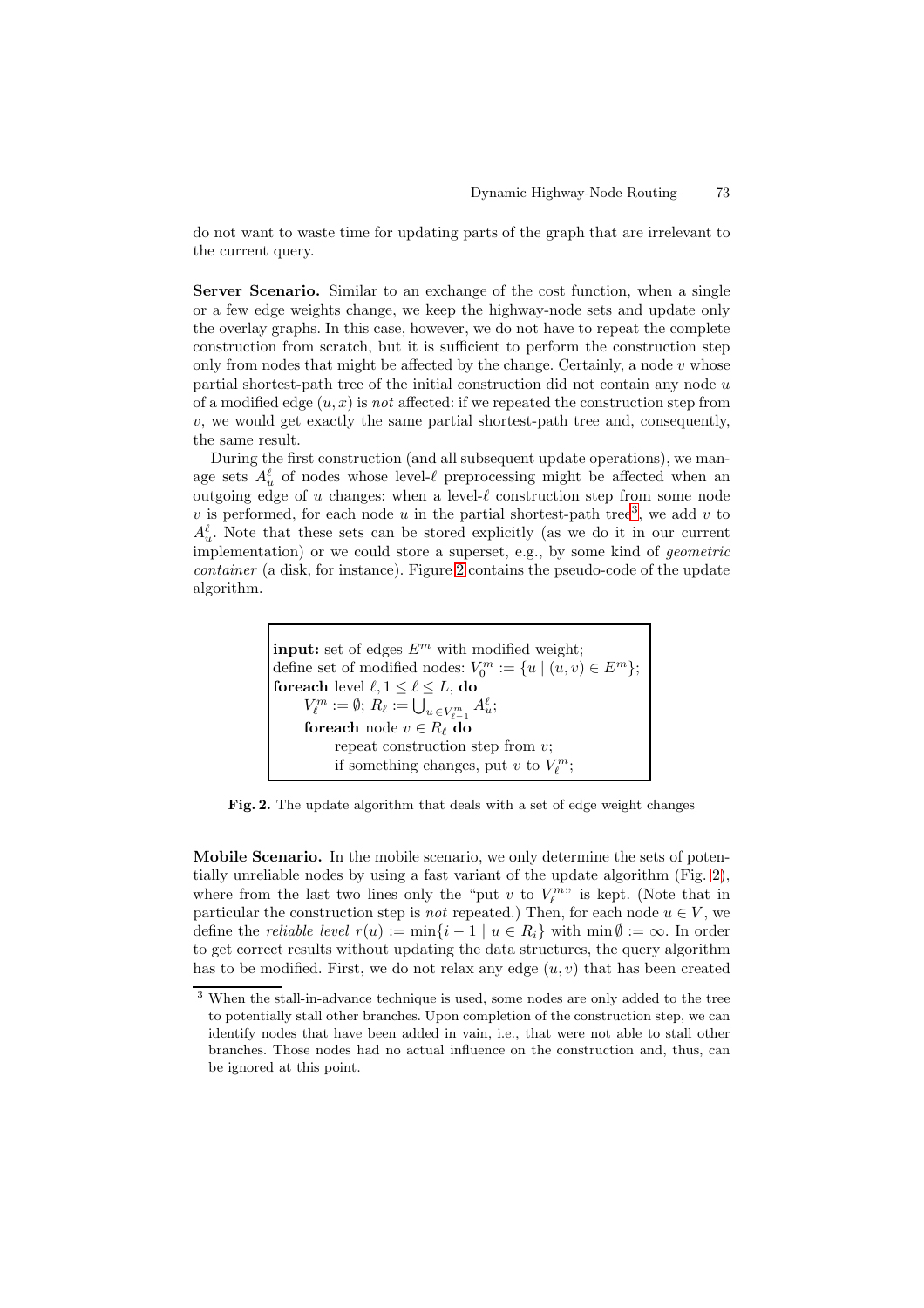do not want to waste time for updating parts of the graph that are irrelevant to the current query.

**Server Scenario.** Similar to an exchange of the cost function, when a single or a few edge weights change, we keep the highway-node sets and update only the overlay graphs. In this case, however, we do not have to repeat the complete construction from scratch, but it is sufficient to perform the construction step only from nodes that might be affected by the change. Certainly, a node $v$ whose partial shortest-path tree of the initial construction did not contain any node $u$ of a modified edge $(u, x)$ is *not* affected: if we repeated the construction step from $v$, we would get exactly the same partial shortest-path tree and, consequently, the same result.

During the first construction (and all subsequent update operations), we manage sets $A_u^\ell$ of nodes whose level-$\ell$ preprocessing might be affected when an outgoing edge of $u$ changes: when a level-$\ell$ construction step from some node $v$ is performed, for each node $u$ in the partial shortest-path tree[3], we add $v$ to $A_u^\ell$. Note that these sets can be stored explicitly (as we do it in our current implementation) or we could store a superset, e.g., by some kind of *geometric container* (a disk, for instance). Figure 2 contains the pseudo-code of the update algorithm.

```
input: set of edges E^m with modified weight;
define set of modified nodes: V_0^m := {u | (u,v) ∈ E^m};
foreach level ℓ, 1 ≤ ℓ ≤ L, do
    V_ℓ^m := ∅; R_ℓ := ⋃_{u ∈ V_{ℓ-1}^m} A_u^ℓ;
    foreach node v ∈ R_ℓ do
        repeat construction step from v;
        if something changes, put v to V_ℓ^m;
```

**Fig. 2.** The update algorithm that deals with a set of edge weight changes

**Mobile Scenario.** In the mobile scenario, we only determine the sets of potentially unreliable nodes by using a fast variant of the update algorithm (Fig. 2), where from the last two lines only the "put $v$ to $V_\ell^m$" is kept. (Note that in particular the construction step is *not* repeated.) Then, for each node $u \in V$, we define the *reliable level* $r(u) := \min\{i - 1 \mid u \in R_i\}$ with $\min \emptyset := \infty$. In order to get correct results without updating the data structures, the query algorithm has to be modified. First, we do not relax any edge $(u, v)$ that has been created

[3] When the stall-in-advance technique is used, some nodes are only added to the tree to potentially stall other branches. Upon completion of the construction step, we can identify nodes that have been added in vain, i.e., that were not able to stall other branches. Those nodes had no actual influence on the construction and, thus, can be ignored at this point.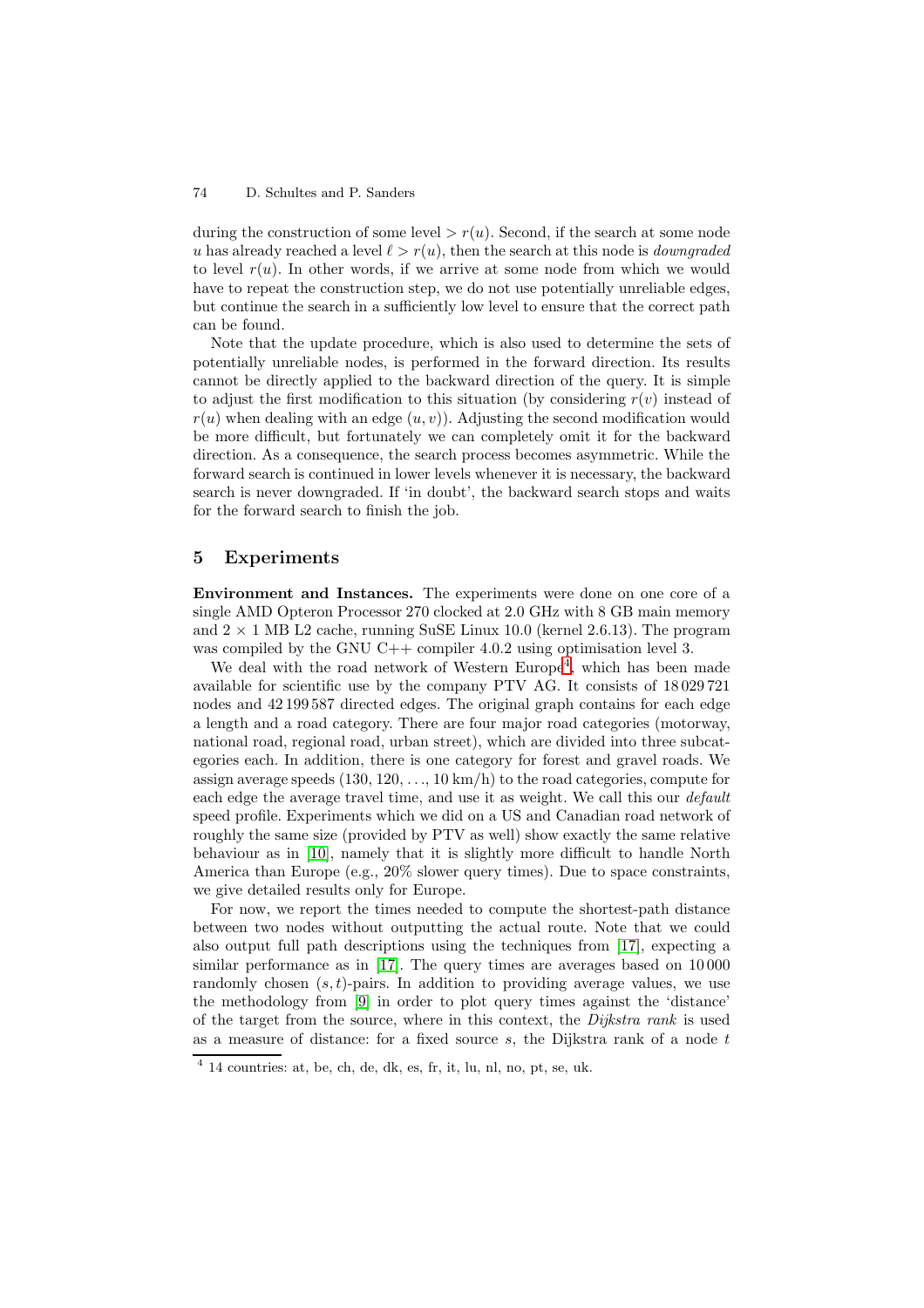during the construction of some level $> r(u)$. Second, if the search at some node $u$ has already reached a level $\ell > r(u)$, then the search at this node is *downgraded* to level $r(u)$. In other words, if we arrive at some node from which we would have to repeat the construction step, we do not use potentially unreliable edges, but continue the search in a sufficiently low level to ensure that the correct path can be found.

Note that the update procedure, which is also used to determine the sets of potentially unreliable nodes, is performed in the forward direction. Its results cannot be directly applied to the backward direction of the query. It is simple to adjust the first modification to this situation (by considering $r(v)$ instead of $r(u)$ when dealing with an edge $(u, v)$). Adjusting the second modification would be more difficult, but fortunately we can completely omit it for the backward direction. As a consequence, the search process becomes asymmetric. While the forward search is continued in lower levels whenever it is necessary, the backward search is never downgraded. If 'in doubt', the backward search stops and waits for the forward search to finish the job.

## 5 Experiments

**Environment and Instances.** The experiments were done on one core of a single AMD Opteron Processor 270 clocked at 2.0 GHz with 8 GB main memory and $2 \times 1$ MB L2 cache, running SuSE Linux 10.0 (kernel 2.6.13). The program was compiled by the GNU C++ compiler 4.0.2 using optimisation level 3.

We deal with the road network of Western Europe[4], which has been made available for scientific use by the company PTV AG. It consists of 18 029 721 nodes and 42 199 587 directed edges. The original graph contains for each edge a length and a road category. There are four major road categories (motorway, national road, regional road, urban street), which are divided into three subcategories each. In addition, there is one category for forest and gravel roads. We assign average speeds (130, 120, ..., 10 km/h) to the road categories, compute for each edge the average travel time, and use it as weight. We call this our *default* speed profile. Experiments which we did on a US and Canadian road network of roughly the same size (provided by PTV as well) show exactly the same relative behaviour as in [10], namely that it is slightly more difficult to handle North America than Europe (e.g., 20% slower query times). Due to space constraints, we give detailed results only for Europe.

For now, we report the times needed to compute the shortest-path distance between two nodes without outputting the actual route. Note that we could also output full path descriptions using the techniques from [17], expecting a similar performance as in [17]. The query times are averages based on 10 000 randomly chosen $(s, t)$-pairs. In addition to providing average values, we use the methodology from [9] in order to plot query times against the 'distance' of the target from the source, where in this context, the *Dijkstra rank* is used as a measure of distance: for a fixed source $s$, the Dijkstra rank of a node $t$

[4] 14 countries: at, be, ch, de, dk, es, fr, it, lu, nl, no, pt, se, uk.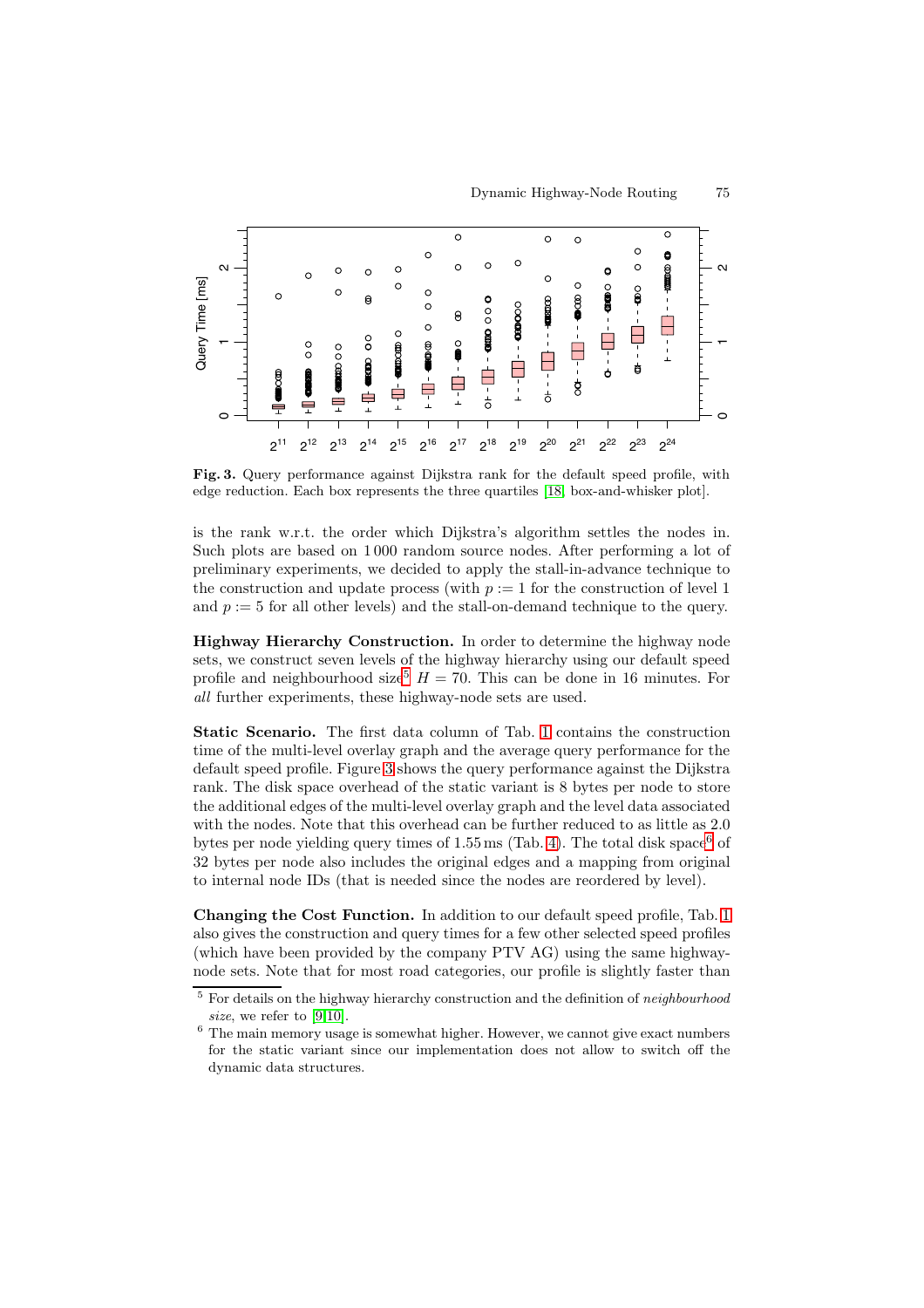**Fig. 3.** Query performance against Dijkstra rank for the default speed profile, with edge reduction. Each box represents the three quartiles [18, box-and-whisker plot].

is the rank w.r.t. the order which Dijkstra's algorithm settles the nodes in. Such plots are based on 1 000 random source nodes. After performing a lot of preliminary experiments, we decided to apply the stall-in-advance technique to the construction and update process (with $p := 1$ for the construction of level 1 and $p := 5$ for all other levels) and the stall-on-demand technique to the query.

**Highway Hierarchy Construction.** In order to determine the highway node sets, we construct seven levels of the highway hierarchy using our default speed profile and neighbourhood size[5] $H = 70$. This can be done in 16 minutes. For *all* further experiments, these highway-node sets are used.

**Static Scenario.** The first data column of Tab. 1 contains the construction time of the multi-level overlay graph and the average query performance for the default speed profile. Figure 3 shows the query performance against the Dijkstra rank. The disk space overhead of the static variant is 8 bytes per node to store the additional edges of the multi-level overlay graph and the level data associated with the nodes. Note that this overhead can be further reduced to as little as 2.0 bytes per node yielding query times of 1.55 ms (Tab. 4). The total disk space[6] of 32 bytes per node also includes the original edges and a mapping from original to internal node IDs (that is needed since the nodes are reordered by level).

**Changing the Cost Function.** In addition to our default speed profile, Tab. 1 also gives the construction and query times for a few other selected speed profiles (which have been provided by the company PTV AG) using the same highway-node sets. Note that for most road categories, our profile is slightly faster than

[5] For details on the highway hierarchy construction and the definition of *neighbourhood size*, we refer to [9,10].

[6] The main memory usage is somewhat higher. However, we cannot give exact numbers for the static variant since our implementation does not allow to switch off the dynamic data structures.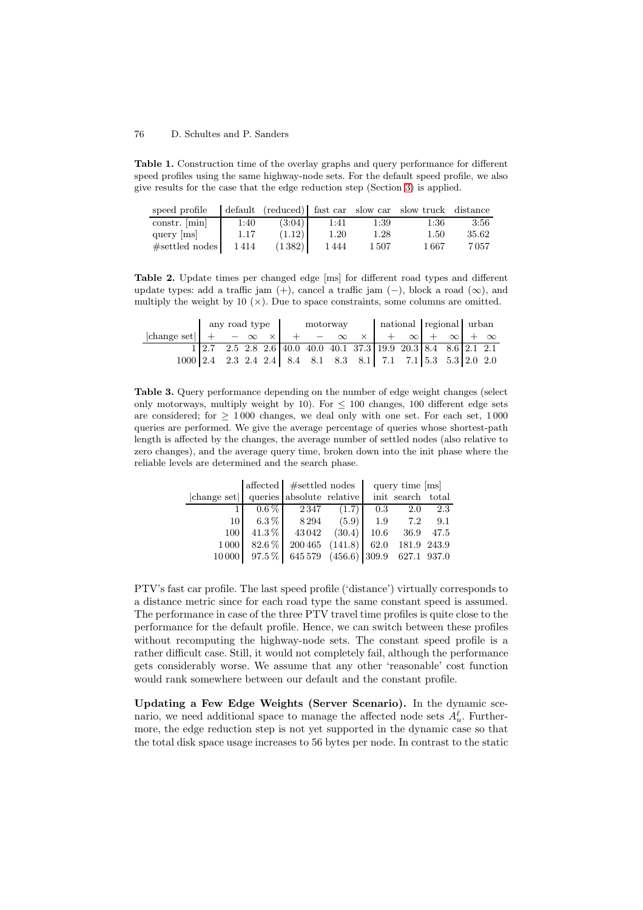**Table 1.** Construction time of the overlay graphs and query performance for different speed profiles using the same highway-node sets. For the default speed profile, we also give results for the case that the edge reduction step (Section 3) is applied.

| speed profile | default | (reduced) | fast car | slow car | slow truck | distance |
|---|---|---|---|---|---|---|
| constr. [min] | 1:40 | (3:04) | 1:41 | 1:39 | 1:36 | 3:56 |
| query [ms] | 1.17 | (1.12) | 1.20 | 1.28 | 1.50 | 35.62 |
| #settled nodes | 1 414 | (1 382) | 1 444 | 1 507 | 1 667 | 7 057 |

**Table 2.** Update times per changed edge [ms] for different road types and different update types: add a traffic jam (+), cancel a traffic jam (−), block a road (∞), and multiply the weight by 10 (×). Due to space constraints, some columns are omitted.

| | any road type | | | | motorway | | | | national | | regional | | urban | |
|---|---|---|---|---|---|---|---|---|---|---|---|---|---|---|
| \|change set\| | + | − | ∞ | × | + | − | ∞ | × | + | ∞ | + | ∞ | + | ∞ |
| 1 | 2.7 | 2.5 | 2.8 | 2.6 | 40.0 | 40.0 | 40.1 | 37.3 | 19.9 | 20.3 | 8.4 | 8.6 | 2.1 | 2.1 |
| 1000 | 2.4 | 2.3 | 2.4 | 2.4 | 8.4 | 8.1 | 8.3 | 8.1 | 7.1 | 7.1 | 5.3 | 5.3 | 2.0 | 2.0 |

**Table 3.** Query performance depending on the number of edge weight changes (select only motorways, multiply weight by 10). For $\leq 100$ changes, 100 different edge sets are considered; for $\geq 1\,000$ changes, we deal only with one set. For each set, 1 000 queries are performed. We give the average percentage of queries whose shortest-path length is affected by the changes, the average number of settled nodes (also relative to zero changes), and the average query time, broken down into the init phase where the reliable levels are determined and the search phase.

| | affected | #settled nodes | | query time [ms] | | |
|---|---|---|---|---|---|---|
| \|change set\| | queries | absolute | relative | init | search | total |
| 1 | 0.6 % | 2 347 | (1.7) | 0.3 | 2.0 | 2.3 |
| 10 | 6.3 % | 8 294 | (5.9) | 1.9 | 7.2 | 9.1 |
| 100 | 41.3 % | 43 042 | (30.4) | 10.6 | 36.9 | 47.5 |
| 1 000 | 82.6 % | 200 465 | (141.8) | 62.0 | 181.9 | 243.9 |
| 10 000 | 97.5 % | 645 579 | (456.6) | 309.9 | 627.1 | 937.0 |

PTV's fast car profile. The last speed profile ('distance') virtually corresponds to a distance metric since for each road type the same constant speed is assumed. The performance in case of the three PTV travel time profiles is quite close to the performance for the default profile. Hence, we can switch between these profiles without recomputing the highway-node sets. The constant speed profile is a rather difficult case. Still, it would not completely fail, although the performance gets considerably worse. We assume that any other 'reasonable' cost function would rank somewhere between our default and the constant profile.

**Updating a Few Edge Weights (Server Scenario).** In the dynamic scenario, we need additional space to manage the affected node sets $A_u^\ell$. Furthermore, the edge reduction step is not yet supported in the dynamic case so that the total disk space usage increases to 56 bytes per node. In contrast to the static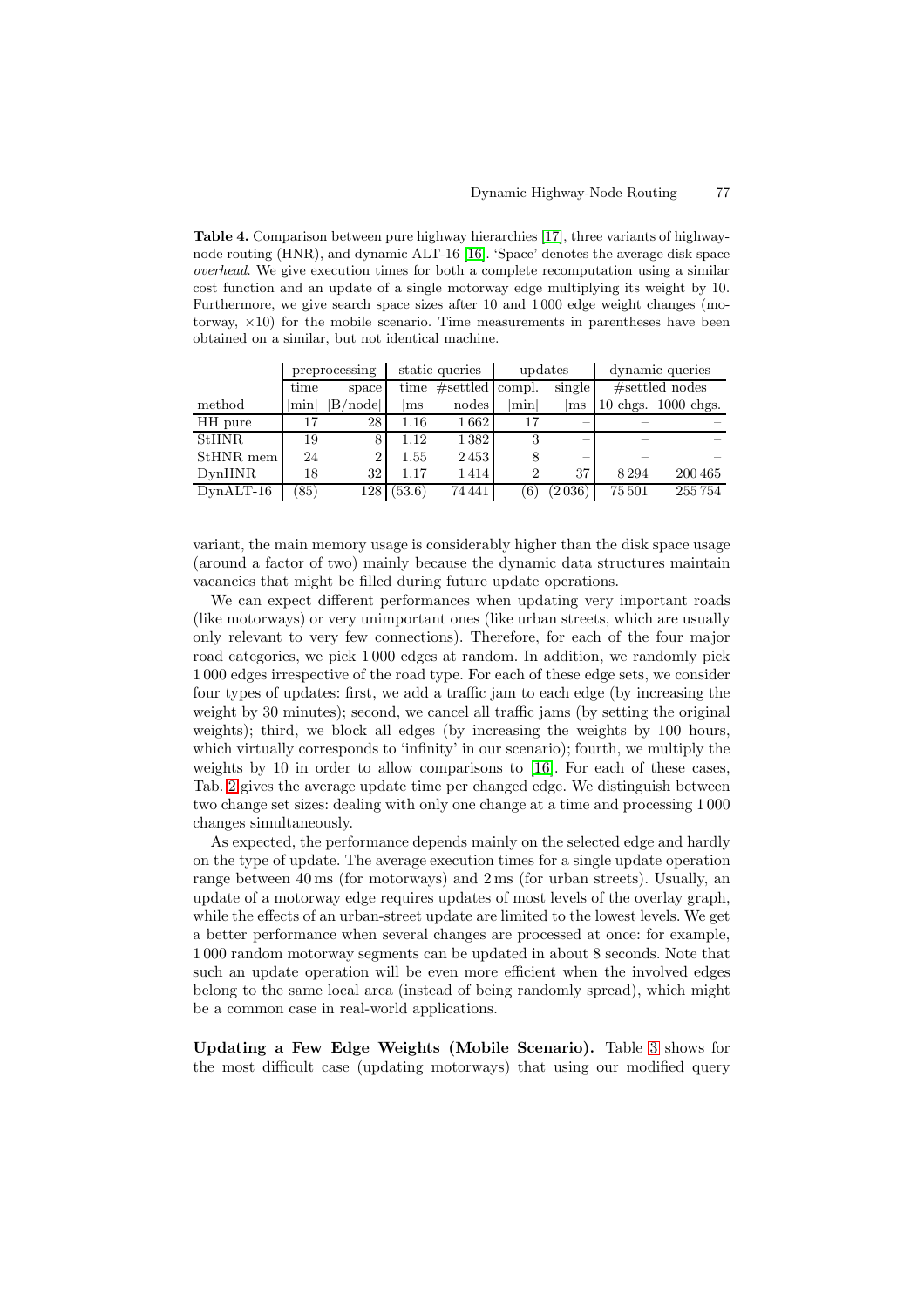**Table 4.** Comparison between pure highway hierarchies [17], three variants of highway-node routing (HNR), and dynamic ALT-16 [16]. 'Space' denotes the average disk space *overhead*. We give execution times for both a complete recomputation using a similar cost function and an update of a single motorway edge multiplying its weight by 10. Furthermore, we give search space sizes after 10 and 1 000 edge weight changes (motorway, ×10) for the mobile scenario. Time measurements in parentheses have been obtained on a similar, but not identical machine.

| | preprocessing | | static queries | | updates | | dynamic queries | |
|---|---|---|---|---|---|---|---|---|
| | time | space | time | #settled | compl. | single | #settled nodes | |
| method | [min] | [B/node] | [ms] | nodes | [min] | [ms] | 10 chgs. | 1000 chgs. |
| HH pure | 17 | 28 | 1.16 | 1 662 | 17 | – | – | – |
| StHNR | 19 | 8 | 1.12 | 1 382 | 3 | – | – | – |
| StHNR mem | 24 | 2 | 1.55 | 2 453 | 8 | – | – | – |
| DynHNR | 18 | 32 | 1.17 | 1 414 | 2 | 37 | 8 294 | 200 465 |
| DynALT-16 | (85) | 128 | (53.6) | 74 441 | (6) | (2 036) | 75 501 | 255 754 |

variant, the main memory usage is considerably higher than the disk space usage (around a factor of two) mainly because the dynamic data structures maintain vacancies that might be filled during future update operations.

We can expect different performances when updating very important roads (like motorways) or very unimportant ones (like urban streets, which are usually only relevant to very few connections). Therefore, for each of the four major road categories, we pick 1 000 edges at random. In addition, we randomly pick 1 000 edges irrespective of the road type. For each of these edge sets, we consider four types of updates: first, we add a traffic jam to each edge (by increasing the weight by 30 minutes); second, we cancel all traffic jams (by setting the original weights); third, we block all edges (by increasing the weights by 100 hours, which virtually corresponds to 'infinity' in our scenario); fourth, we multiply the weights by 10 in order to allow comparisons to [16]. For each of these cases, Tab. 2 gives the average update time per changed edge. We distinguish between two change set sizes: dealing with only one change at a time and processing 1 000 changes simultaneously.

As expected, the performance depends mainly on the selected edge and hardly on the type of update. The average execution times for a single update operation range between 40 ms (for motorways) and 2 ms (for urban streets). Usually, an update of a motorway edge requires updates of most levels of the overlay graph, while the effects of an urban-street update are limited to the lowest levels. We get a better performance when several changes are processed at once: for example, 1 000 random motorway segments can be updated in about 8 seconds. Note that such an update operation will be even more efficient when the involved edges belong to the same local area (instead of being randomly spread), which might be a common case in real-world applications.

**Updating a Few Edge Weights (Mobile Scenario).** Table 3 shows for the most difficult case (updating motorways) that using our modified query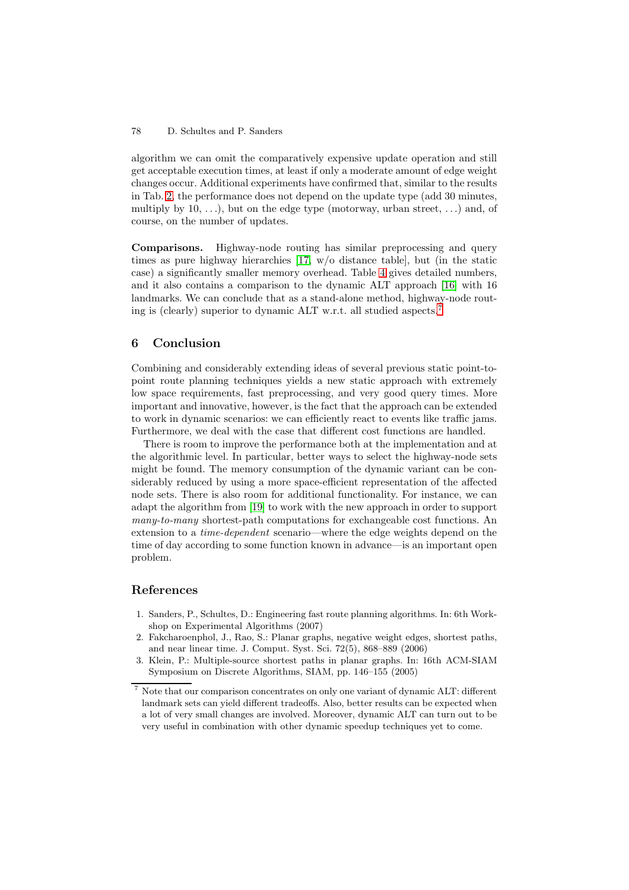algorithm we can omit the comparatively expensive update operation and still get acceptable execution times, at least if only a moderate amount of edge weight changes occur. Additional experiments have confirmed that, similar to the results in Tab. 2, the performance does not depend on the update type (add 30 minutes, multiply by 10, ...), but on the edge type (motorway, urban street, ...) and, of course, on the number of updates.

**Comparisons.** Highway-node routing has similar preprocessing and query times as pure highway hierarchies [17, w/o distance table], but (in the static case) a significantly smaller memory overhead. Table 4 gives detailed numbers, and it also contains a comparison to the dynamic ALT approach [16] with 16 landmarks. We can conclude that as a stand-alone method, highway-node routing is (clearly) superior to dynamic ALT w.r.t. all studied aspects.[7]

## 6 Conclusion

Combining and considerably extending ideas of several previous static point-to-point route planning techniques yields a new static approach with extremely low space requirements, fast preprocessing, and very good query times. More important and innovative, however, is the fact that the approach can be extended to work in dynamic scenarios: we can efficiently react to events like traffic jams. Furthermore, we deal with the case that different cost functions are handled.

There is room to improve the performance both at the implementation and at the algorithmic level. In particular, better ways to select the highway-node sets might be found. The memory consumption of the dynamic variant can be considerably reduced by using a more space-efficient representation of the affected node sets. There is also room for additional functionality. For instance, we can adapt the algorithm from [19] to work with the new approach in order to support *many-to-many* shortest-path computations for exchangeable cost functions. An extension to a *time-dependent* scenario—where the edge weights depend on the time of day according to some function known in advance—is an important open problem.

## References

1. Sanders, P., Schultes, D.: Engineering fast route planning algorithms. In: 6th Workshop on Experimental Algorithms (2007)
2. Fakcharoenphol, J., Rao, S.: Planar graphs, negative weight edges, shortest paths, and near linear time. J. Comput. Syst. Sci. 72(5), 868–889 (2006)
3. Klein, P.: Multiple-source shortest paths in planar graphs. In: 16th ACM-SIAM Symposium on Discrete Algorithms, SIAM, pp. 146–155 (2005)

[7] Note that our comparison concentrates on only one variant of dynamic ALT: different landmark sets can yield different tradeoffs. Also, better results can be expected when a lot of very small changes are involved. Moreover, dynamic ALT can turn out to be very useful in combination with other dynamic speedup techniques yet to come.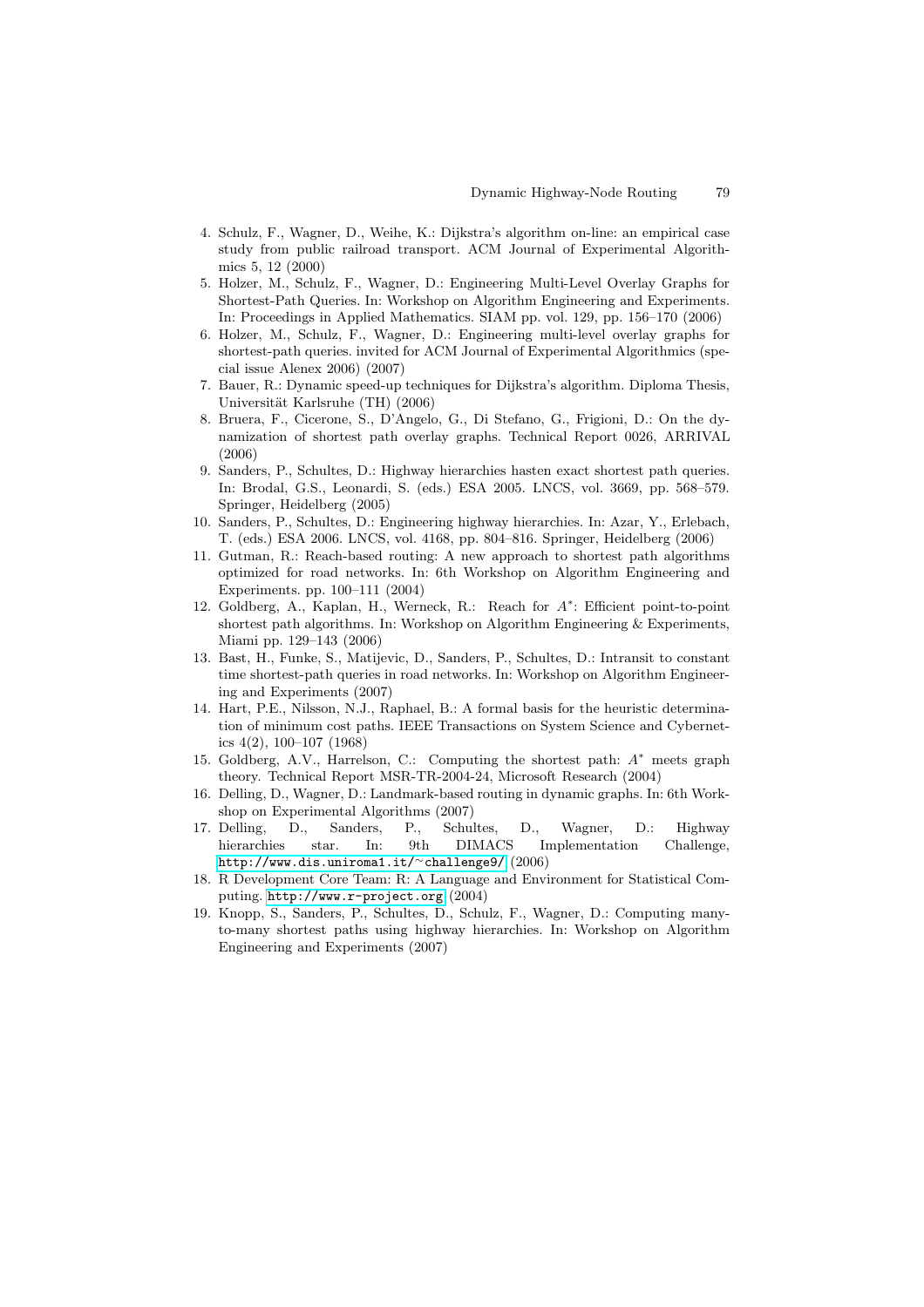4. Schulz, F., Wagner, D., Weihe, K.: Dijkstra's algorithm on-line: an empirical case study from public railroad transport. ACM Journal of Experimental Algorithmics 5, 12 (2000)
5. Holzer, M., Schulz, F., Wagner, D.: Engineering Multi-Level Overlay Graphs for Shortest-Path Queries. In: Workshop on Algorithm Engineering and Experiments. In: Proceedings in Applied Mathematics. SIAM pp. vol. 129, pp. 156–170 (2006)
6. Holzer, M., Schulz, F., Wagner, D.: Engineering multi-level overlay graphs for shortest-path queries. invited for ACM Journal of Experimental Algorithmics (special issue Alenex 2006) (2007)
7. Bauer, R.: Dynamic speed-up techniques for Dijkstra's algorithm. Diploma Thesis, Universität Karlsruhe (TH) (2006)
8. Bruera, F., Cicerone, S., D'Angelo, G., Di Stefano, G., Frigioni, D.: On the dynamization of shortest path overlay graphs. Technical Report 0026, ARRIVAL (2006)
9. Sanders, P., Schultes, D.: Highway hierarchies hasten exact shortest path queries. In: Brodal, G.S., Leonardi, S. (eds.) ESA 2005. LNCS, vol. 3669, pp. 568–579. Springer, Heidelberg (2005)
10. Sanders, P., Schultes, D.: Engineering highway hierarchies. In: Azar, Y., Erlebach, T. (eds.) ESA 2006. LNCS, vol. 4168, pp. 804–816. Springer, Heidelberg (2006)
11. Gutman, R.: Reach-based routing: A new approach to shortest path algorithms optimized for road networks. In: 6th Workshop on Algorithm Engineering and Experiments. pp. 100–111 (2004)
12. Goldberg, A., Kaplan, H., Werneck, R.: Reach for $A^*$: Efficient point-to-point shortest path algorithms. In: Workshop on Algorithm Engineering & Experiments, Miami pp. 129–143 (2006)
13. Bast, H., Funke, S., Matijevic, D., Sanders, P., Schultes, D.: Intransit to constant time shortest-path queries in road networks. In: Workshop on Algorithm Engineering and Experiments (2007)
14. Hart, P.E., Nilsson, N.J., Raphael, B.: A formal basis for the heuristic determination of minimum cost paths. IEEE Transactions on System Science and Cybernetics 4(2), 100–107 (1968)
15. Goldberg, A.V., Harrelson, C.: Computing the shortest path: $A^*$ meets graph theory. Technical Report MSR-TR-2004-24, Microsoft Research (2004)
16. Delling, D., Wagner, D.: Landmark-based routing in dynamic graphs. In: 6th Workshop on Experimental Algorithms (2007)
17. Delling, D., Sanders, P., Schultes, D., Wagner, D.: Highway hierarchies star. In: 9th DIMACS Implementation Challenge, http://www.dis.uniroma1.it/~challenge9/ (2006)
18. R Development Core Team: R: A Language and Environment for Statistical Computing. http://www.r-project.org (2004)
19. Knopp, S., Sanders, P., Schultes, D., Schulz, F., Wagner, D.: Computing many-to-many shortest paths using highway hierarchies. In: Workshop on Algorithm Engineering and Experiments (2007)